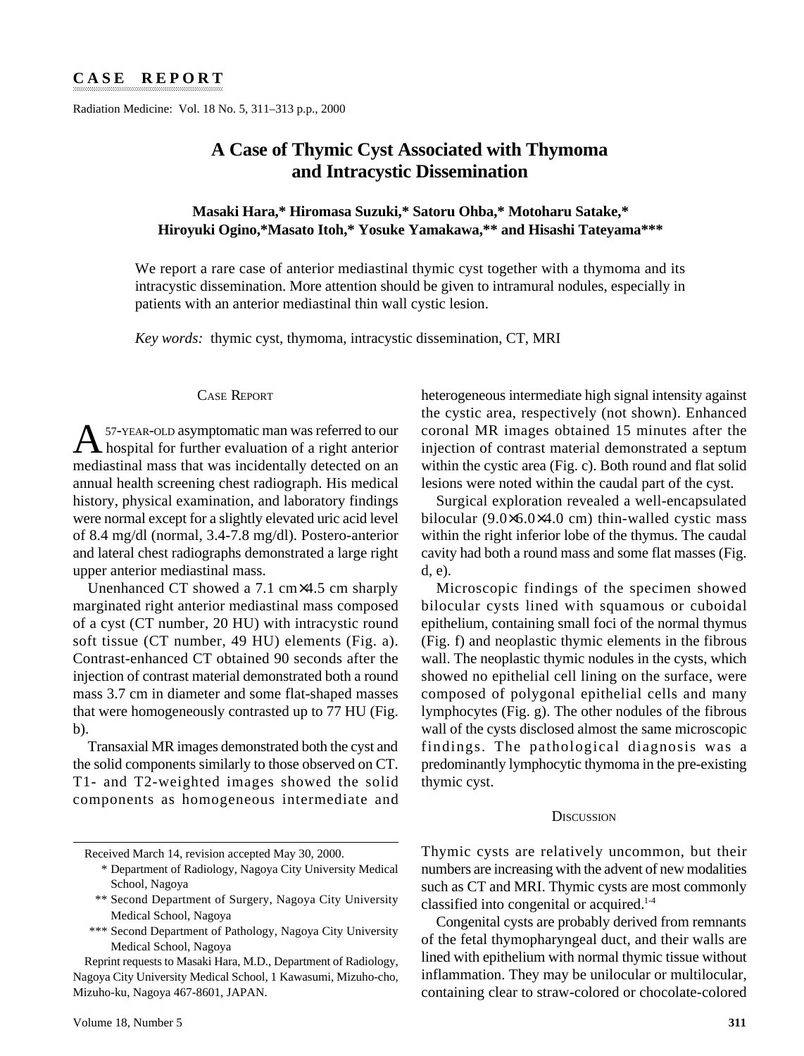**CASE REPORT**

# A Case of Thymic Cyst Associated with Thymoma and Intracystic Dissemination

**Masaki Hara,\* Hiromasa Suzuki,\* Satoru Ohba,\* Motoharu Satake,\* Hiroyuki Ogino,\* Masato Itoh,\* Yosuke Yamakawa,\*\* and Hisashi Tateyama\*\*\***

We report a rare case of anterior mediastinal thymic cyst together with a thymoma and its intracystic dissemination. More attention should be given to intramural nodules, especially in patients with an anterior mediastinal thin wall cystic lesion.

*Key words:* thymic cyst, thymoma, intracystic dissemination, CT, MRI

## Case Report

A 57-YEAR-OLD asymptomatic man was referred to our hospital for further evaluation of a right anterior mediastinal mass that was incidentally detected on an annual health screening chest radiograph. His medical history, physical examination, and laboratory findings were normal except for a slightly elevated uric acid level of 8.4 mg/dl (normal, 3.4-7.8 mg/dl). Postero-anterior and lateral chest radiographs demonstrated a large right upper anterior mediastinal mass.

Unenhanced CT showed a 7.1 cm×4.5 cm sharply marginated right anterior mediastinal mass composed of a cyst (CT number, 20 HU) with intracystic round soft tissue (CT number, 49 HU) elements (Fig. a). Contrast-enhanced CT obtained 90 seconds after the injection of contrast material demonstrated both a round mass 3.7 cm in diameter and some flat-shaped masses that were homogeneously contrasted up to 77 HU (Fig. b).

Transaxial MR images demonstrated both the cyst and the solid components similarly to those observed on CT. T1- and T2-weighted images showed the solid components as homogeneous intermediate and heterogeneous intermediate high signal intensity against the cystic area, respectively (not shown). Enhanced coronal MR images obtained 15 minutes after the injection of contrast material demonstrated a septum within the cystic area (Fig. c). Both round and flat solid lesions were noted within the caudal part of the cyst.

Surgical exploration revealed a well-encapsulated bilocular (9.0×6.0×4.0 cm) thin-walled cystic mass within the right inferior lobe of the thymus. The caudal cavity had both a round mass and some flat masses (Fig. d, e).

Microscopic findings of the specimen showed bilocular cysts lined with squamous or cuboidal epithelium, containing small foci of the normal thymus (Fig. f) and neoplastic thymic elements in the fibrous wall. The neoplastic thymic nodules in the cysts, which showed no epithelial cell lining on the surface, were composed of polygonal epithelial cells and many lymphocytes (Fig. g). The other nodules of the fibrous wall of the cysts disclosed almost the same microscopic findings. The pathological diagnosis was a predominantly lymphocytic thymoma in the pre-existing thymic cyst.

## Discussion

Thymic cysts are relatively uncommon, but their numbers are increasing with the advent of new modalities such as CT and MRI. Thymic cysts are most commonly classified into congenital or acquired.[1-4]

Congenital cysts are probably derived from remnants of the fetal thymopharyngeal duct, and their walls are lined with epithelium with normal thymic tissue without inflammation. They may be unilocular or multilocular, containing clear to straw-colored or chocolate-colored

Received March 14, revision accepted May 30, 2000.

\* Department of Radiology, Nagoya City University Medical School, Nagoya

\*\* Second Department of Surgery, Nagoya City University Medical School, Nagoya

\*\*\* Second Department of Pathology, Nagoya City University Medical School, Nagoya

Reprint requests to Masaki Hara, M.D., Department of Radiology, Nagoya City University Medical School, 1 Kawasumi, Mizuho-cho, Mizuho-ku, Nagoya 467-8601, JAPAN.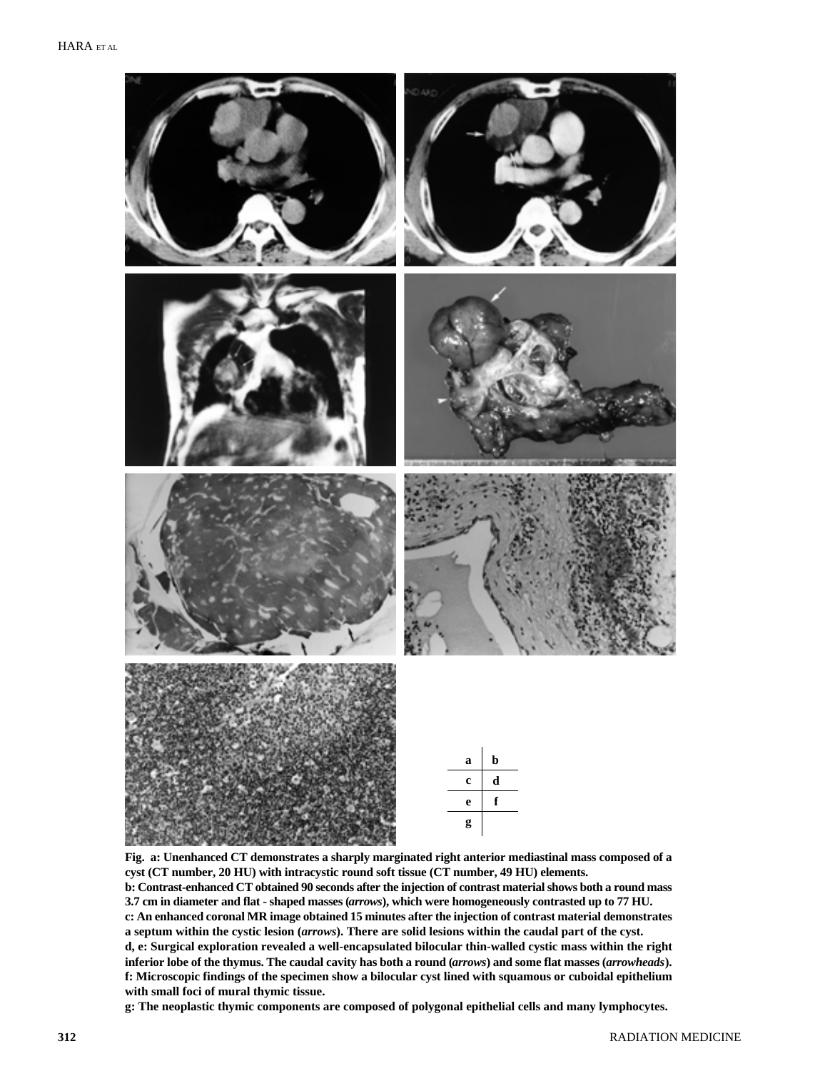| a | b |
| --- | --- |
| c | d |
| e | f |
| g | |

**Fig. a: Unenhanced CT demonstrates a sharply marginated right anterior mediastinal mass composed of a cyst (CT number, 20 HU) with intracystic round soft tissue (CT number, 49 HU) elements.**

**b: Contrast-enhanced CT obtained 90 seconds after the injection of contrast material shows both a round mass 3.7 cm in diameter and flat - shaped masses (*arrows*), which were homogeneously contrasted up to 77 HU.**

**c: An enhanced coronal MR image obtained 15 minutes after the injection of contrast material demonstrates a septum within the cystic lesion (*arrows*). There are solid lesions within the caudal part of the cyst.**

**d, e: Surgical exploration revealed a well-encapsulated bilocular thin-walled cystic mass within the right inferior lobe of the thymus. The caudal cavity has both a round (*arrows*) and some flat masses (*arrowheads*).**

**f: Microscopic findings of the specimen show a bilocular cyst lined with squamous or cuboidal epithelium with small foci of mural thymic tissue.**

**g: The neoplastic thymic components are composed of polygonal epithelial cells and many lymphocytes.**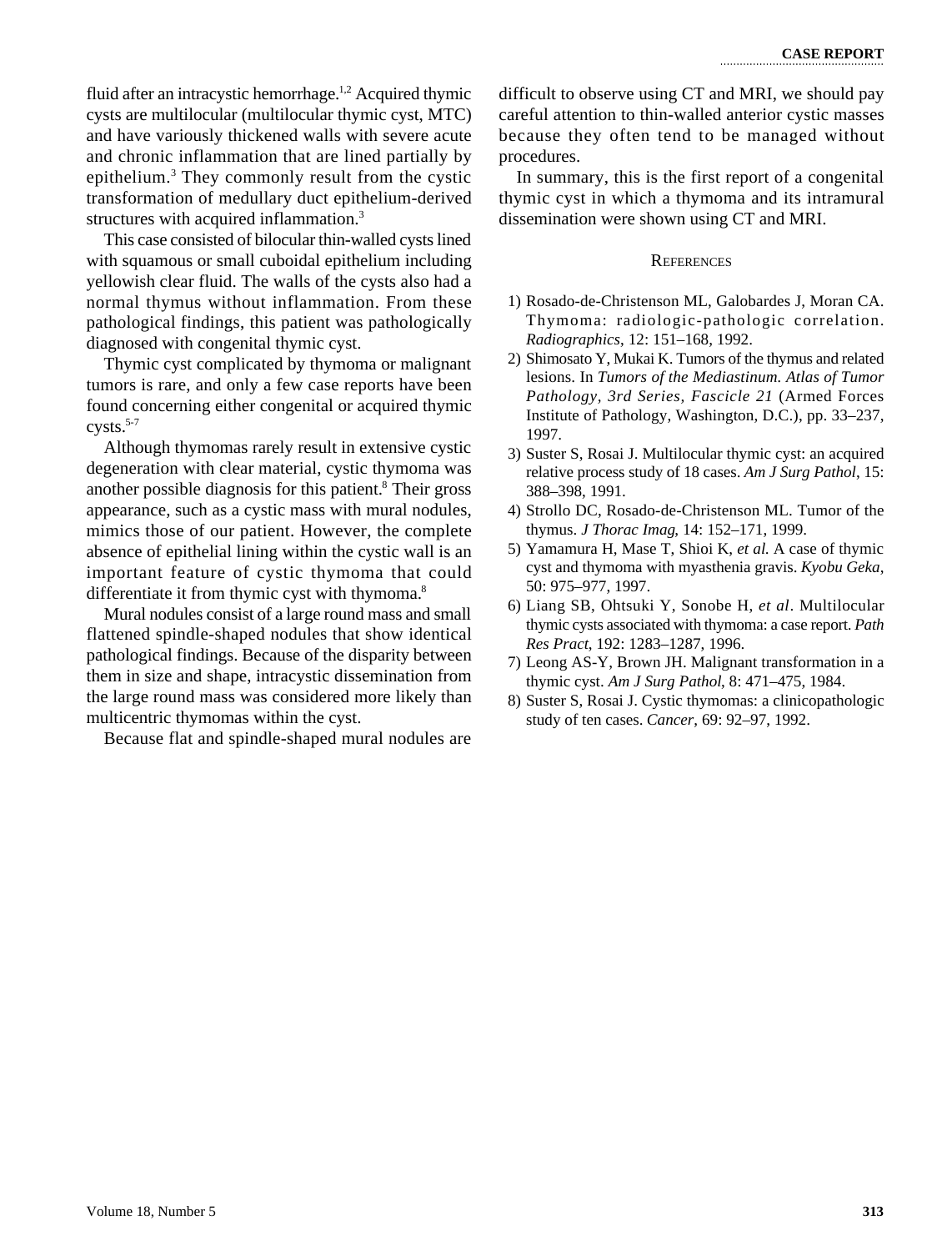fluid after an intracystic hemorrhage.[1,2] Acquired thymic cysts are multilocular (multilocular thymic cyst, MTC) and have variously thickened walls with severe acute and chronic inflammation that are lined partially by epithelium.[3] They commonly result from the cystic transformation of medullary duct epithelium-derived structures with acquired inflammation.[3]

This case consisted of bilocular thin-walled cysts lined with squamous or small cuboidal epithelium including yellowish clear fluid. The walls of the cysts also had a normal thymus without inflammation. From these pathological findings, this patient was pathologically diagnosed with congenital thymic cyst.

Thymic cyst complicated by thymoma or malignant tumors is rare, and only a few case reports have been found concerning either congenital or acquired thymic cysts.[5-7]

Although thymomas rarely result in extensive cystic degeneration with clear material, cystic thymoma was another possible diagnosis for this patient.[8] Their gross appearance, such as a cystic mass with mural nodules, mimics those of our patient. However, the complete absence of epithelial lining within the cystic wall is an important feature of cystic thymoma that could differentiate it from thymic cyst with thymoma.[8]

Mural nodules consist of a large round mass and small flattened spindle-shaped nodules that show identical pathological findings. Because of the disparity between them in size and shape, intracystic dissemination from the large round mass was considered more likely than multicentric thymomas within the cyst.

Because flat and spindle-shaped mural nodules are difficult to observe using CT and MRI, we should pay careful attention to thin-walled anterior cystic masses because they often tend to be managed without procedures.

In summary, this is the first report of a congenital thymic cyst in which a thymoma and its intramural dissemination were shown using CT and MRI.

## References

1) Rosado-de-Christenson ML, Galobardes J, Moran CA. Thymoma: radiologic-pathologic correlation. *Radiographics*, 12: 151–168, 1992.
2) Shimosato Y, Mukai K. Tumors of the thymus and related lesions. In *Tumors of the Mediastinum. Atlas of Tumor Pathology, 3rd Series, Fascicle 21* (Armed Forces Institute of Pathology, Washington, D.C.), pp. 33–237, 1997.
3) Suster S, Rosai J. Multilocular thymic cyst: an acquired relative process study of 18 cases. *Am J Surg Pathol*, 15: 388–398, 1991.
4) Strollo DC, Rosado-de-Christenson ML. Tumor of the thymus. *J Thorac Imag*, 14: 152–171, 1999.
5) Yamamura H, Mase T, Shioi K, *et al.* A case of thymic cyst and thymoma with myasthenia gravis. *Kyobu Geka*, 50: 975–977, 1997.
6) Liang SB, Ohtsuki Y, Sonobe H, *et al*. Multilocular thymic cysts associated with thymoma: a case report. *Path Res Pract*, 192: 1283–1287, 1996.
7) Leong AS-Y, Brown JH. Malignant transformation in a thymic cyst. *Am J Surg Pathol*, 8: 471–475, 1984.
8) Suster S, Rosai J. Cystic thymomas: a clinicopathologic study of ten cases. *Cancer*, 69: 92–97, 1992.